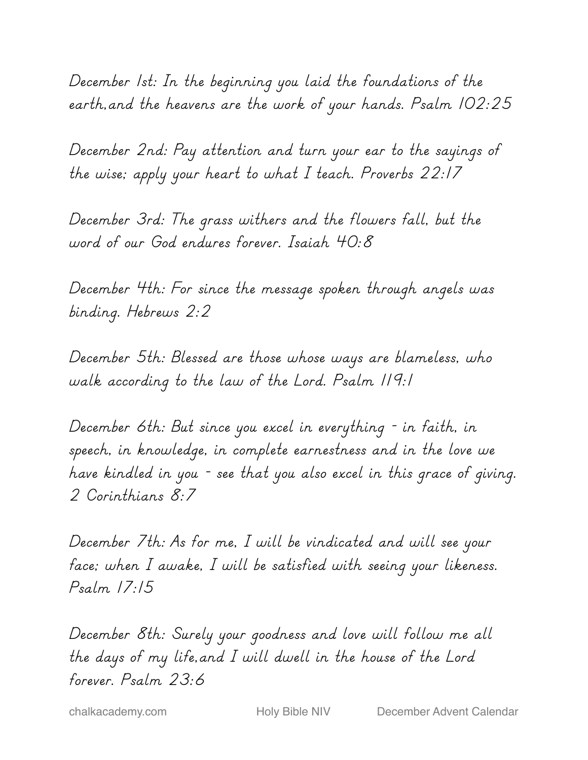December 1st: In the beginning you laid the foundations of the earth,and the heavens are the work of your hands. Psalm 102:25

December 2nd: Pay attention and turn your ear to the sayings of the wise; apply your heart to what I teach. Proverbs 22:17

December 3rd: The grass withers and the flowers fall, but the word of our God endures forever. Isaiah 40:8

December 4th: For since the message spoken through angels was binding. Hebrews 2:2

December 5th: Blessed are those whose ways are blameless, who walk according to the law of the Lord. Psalm 119:1

December 6th: But since you excel in everything - in faith, in speech, in knowledge, in complete earnestness and in the love we have kindled in you - see that you also excel in this grace of giving. 2 Corinthians 8:7

December 7th: As for me, I will be vindicated and will see your face; when I awake, I will be satisfied with seeing your likeness. Psalm 17:15

December 8th: Surely your goodness and love will follow me all the days of my life,and I will dwell in the house of the Lord forever. Psalm 23:6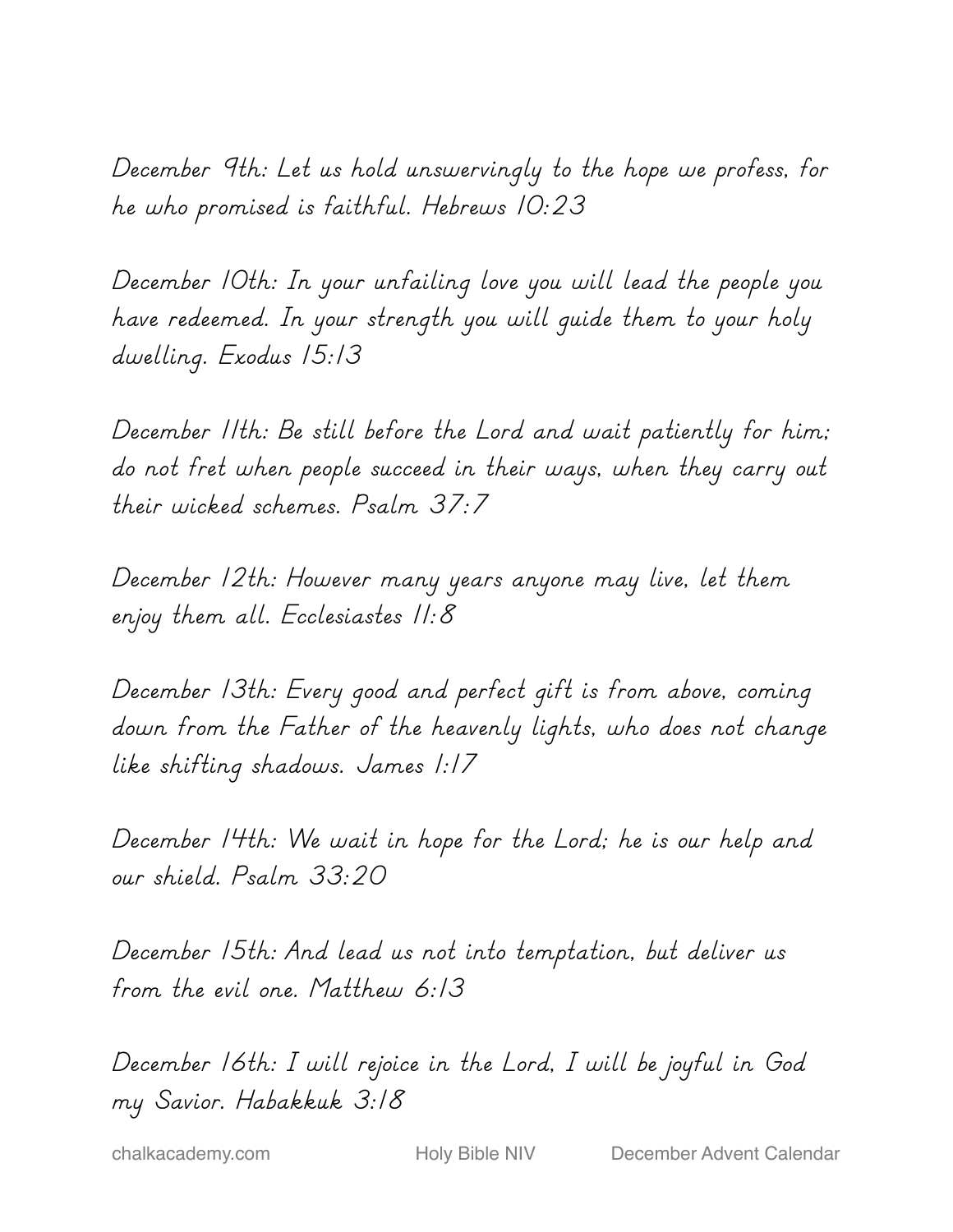December 9th: Let us hold unswervingly to the hope we profess, for he who promised is faithful. Hebrews 10:23

December 10th: In your unfailing love you will lead the people you have redeemed. In your strength you will guide them to your holy dwelling. Exodus 15:13

December 11th: Be still before the Lord and wait patiently for him; do not fret when people succeed in their ways, when they carry out their wicked schemes. Psalm 37:7

December 12th: However many years anyone may live, let them enjoy them all. Ecclesiastes 11:8

December 13th: Every good and perfect gift is from above, coming down from the Father of the heavenly lights, who does not change like shifting shadows. James 1:17

December 14th: We wait in hope for the Lord; he is our help and our shield. Psalm 33:20

December 15th: And lead us not into temptation, but deliver us from the evil one. Matthew 6:13

December 16th: I will rejoice in the Lord, I will be joyful in God my Savior. Habakkuk 3:18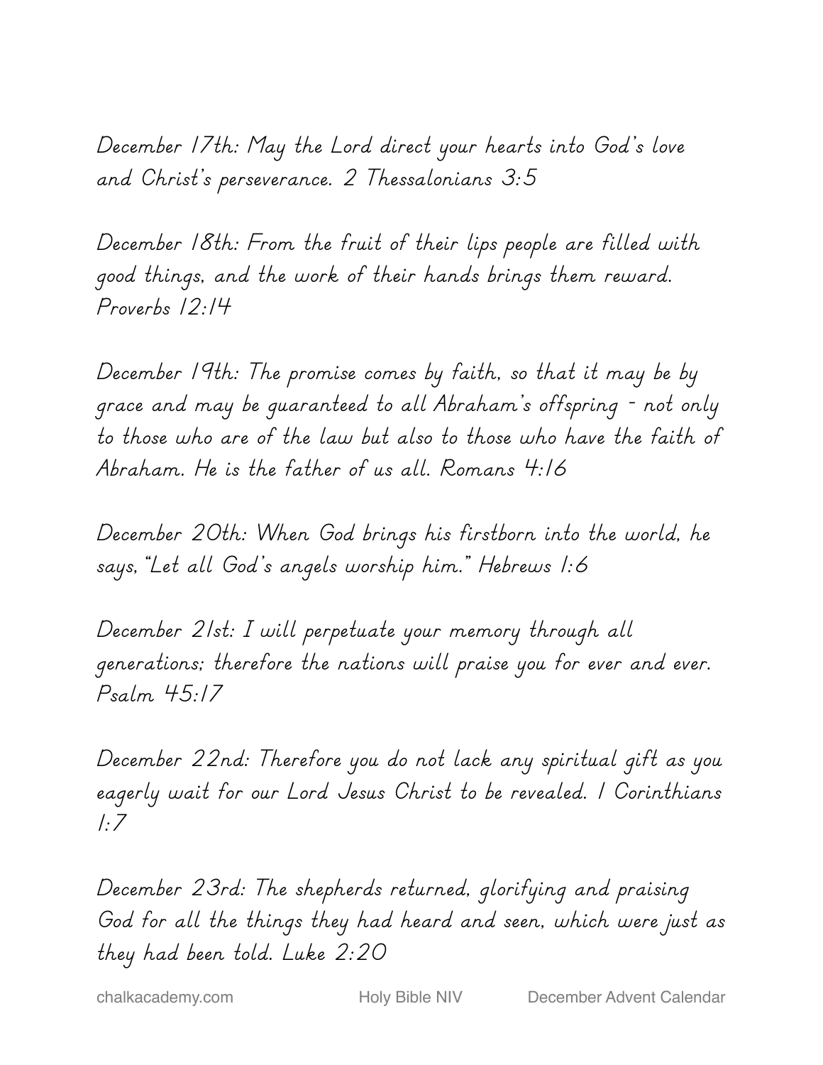December 17th: May the Lord direct your hearts into God's love and Christ's perseverance. 2 Thessalonians 3:5

December 18th: From the fruit of their lips people are filled with good things, and the work of their hands brings them reward. Proverbs 12:14

December 19th: The promise comes by faith, so that it may be by grace and may be guaranteed to all Abraham's offspring - not only to those who are of the law but also to those who have the faith of Abraham. He is the father of us all. Romans 4:16

December 20th: When God brings his firstborn into the world, he says, "Let all God's angels worship him." Hebrews 1:6

December 21st: I will perpetuate your memory through all generations; therefore the nations will praise you for ever and ever. Psalm 45:17

December 22nd: Therefore you do not lack any spiritual gift as you eagerly wait for our Lord Jesus Christ to be revealed. 1 Corinthians 1:7

December 23rd: The shepherds returned, glorifying and praising God for all the things they had heard and seen, which were just as they had been told. Luke 2:20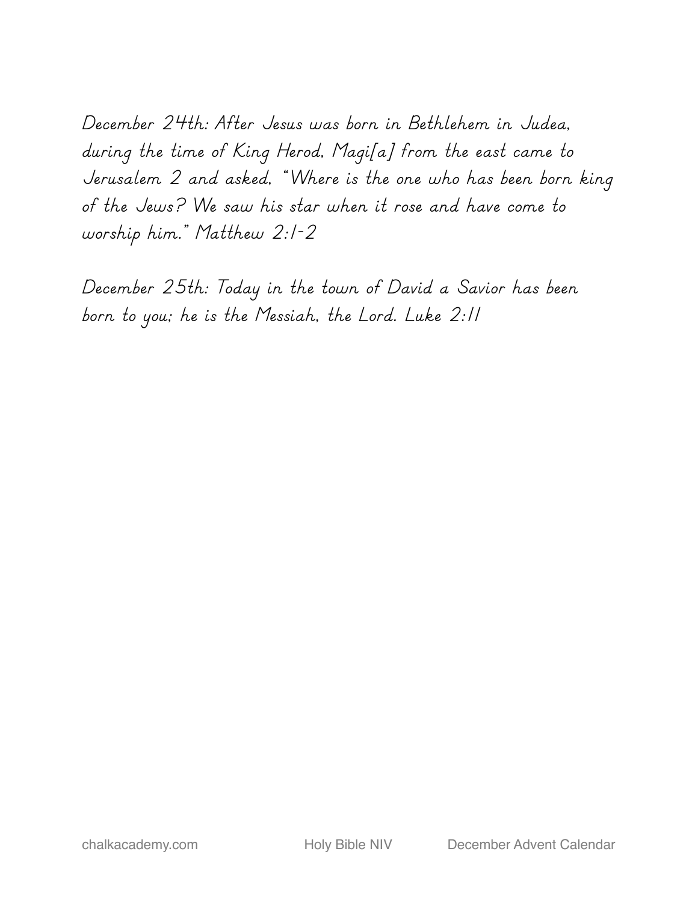*December 24th: After Jesus was born in Bethlehem in Judea, during the time of King Herod, Magi[a] from the east came to Jerusalem 2 and asked, "Where is the one who has been born king of the Jews? We saw his star when it rose and have come to worship him." Matthew 2:1-2*

*December 25th: Today in the town of David a Savior has been born to you; he is the Messiah, the Lord. Luke 2:11*